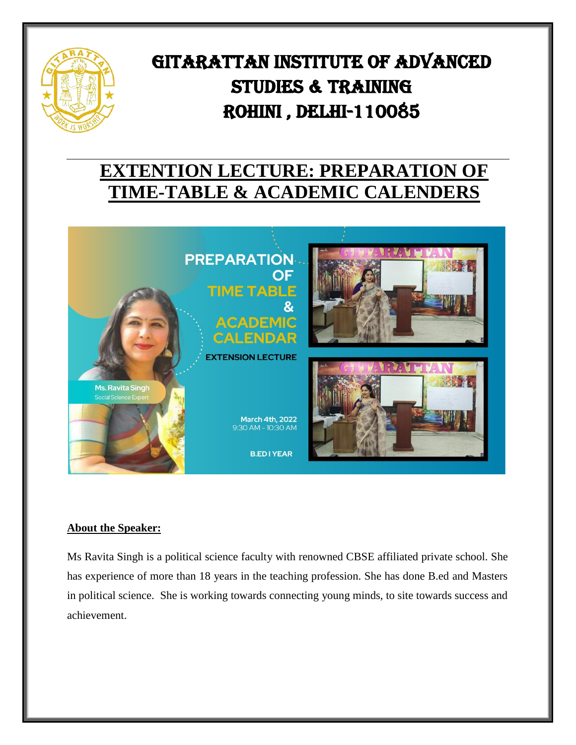# GITARATTAN INSTITUTE OF ADVANCED STUDIES & TRAINING ROHINI , DELHI-110085

## EXTENTION LECTURE: PREPARATION OF TIME-TABLE & ACADEMIC CALENDERS

PREPARATION OF TIME TABLE & ACADEMIC CALENDAR

EXTENSION LECTURE

Ms. Ravita Singh
Social Science Expert

March 4th, 2022
9:30 AM - 10:30 AM

B.ED I YEAR

**About the Speaker:**

Ms Ravita Singh is a political science faculty with renowned CBSE affiliated private school. She has experience of more than 18 years in the teaching profession. She has done B.ed and Masters in political science. She is working towards connecting young minds, to site towards success and achievement.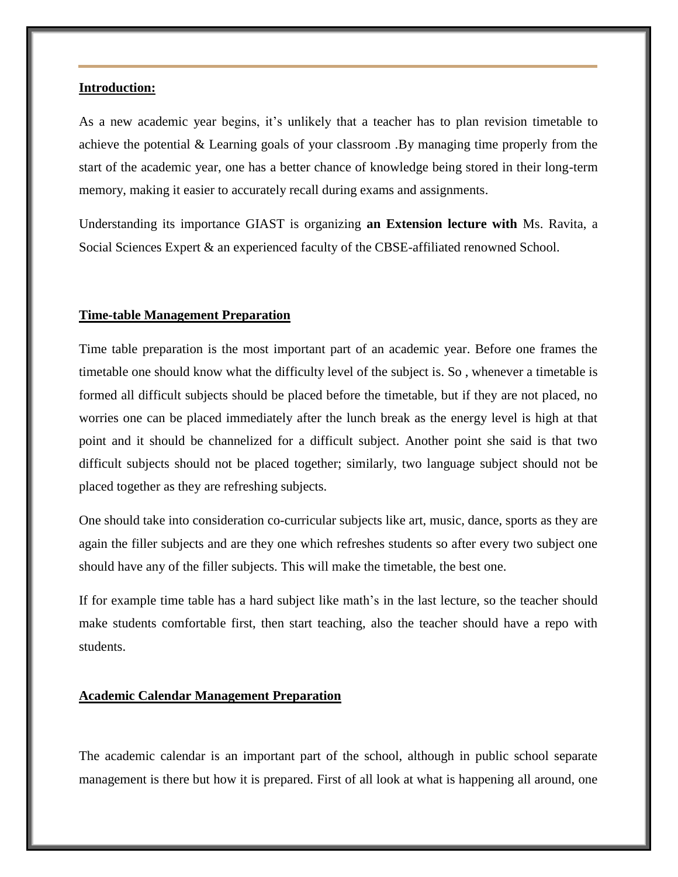## Introduction:

As a new academic year begins, it's unlikely that a teacher has to plan revision timetable to achieve the potential & Learning goals of your classroom .By managing time properly from the start of the academic year, one has a better chance of knowledge being stored in their long-term memory, making it easier to accurately recall during exams and assignments.

Understanding its importance GIAST is organizing **an Extension lecture with** Ms. Ravita, a Social Sciences Expert & an experienced faculty of the CBSE-affiliated renowned School.

## Time-table Management Preparation

Time table preparation is the most important part of an academic year. Before one frames the timetable one should know what the difficulty level of the subject is. So , whenever a timetable is formed all difficult subjects should be placed before the timetable, but if they are not placed, no worries one can be placed immediately after the lunch break as the energy level is high at that point and it should be channelized for a difficult subject. Another point she said is that two difficult subjects should not be placed together; similarly, two language subject should not be placed together as they are refreshing subjects.

One should take into consideration co-curricular subjects like art, music, dance, sports as they are again the filler subjects and are they one which refreshes students so after every two subject one should have any of the filler subjects. This will make the timetable, the best one.

If for example time table has a hard subject like math's in the last lecture, so the teacher should make students comfortable first, then start teaching, also the teacher should have a repo with students.

## Academic Calendar Management Preparation

The academic calendar is an important part of the school, although in public school separate management is there but how it is prepared. First of all look at what is happening all around, one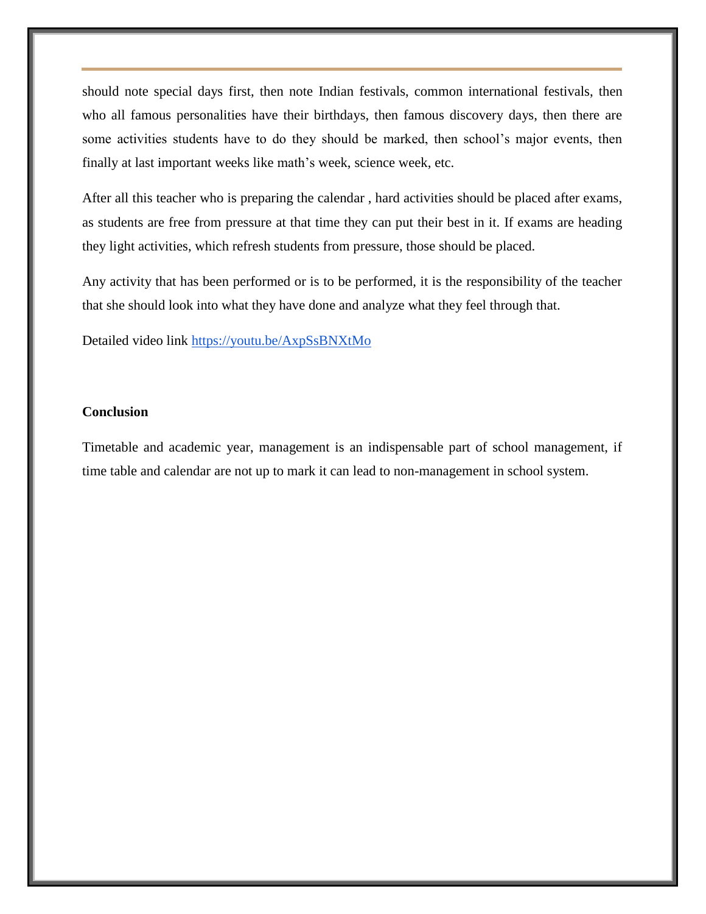should note special days first, then note Indian festivals, common international festivals, then who all famous personalities have their birthdays, then famous discovery days, then there are some activities students have to do they should be marked, then school's major events, then finally at last important weeks like math's week, science week, etc.

After all this teacher who is preparing the calendar , hard activities should be placed after exams, as students are free from pressure at that time they can put their best in it. If exams are heading they light activities, which refresh students from pressure, those should be placed.

Any activity that has been performed or is to be performed, it is the responsibility of the teacher that she should look into what they have done and analyze what they feel through that.

Detailed video link [https://youtu.be/AxpSsBNXtMo](https://youtu.be/AxpSsBNXtMo)

**Conclusion**

Timetable and academic year, management is an indispensable part of school management, if time table and calendar are not up to mark it can lead to non-management in school system.